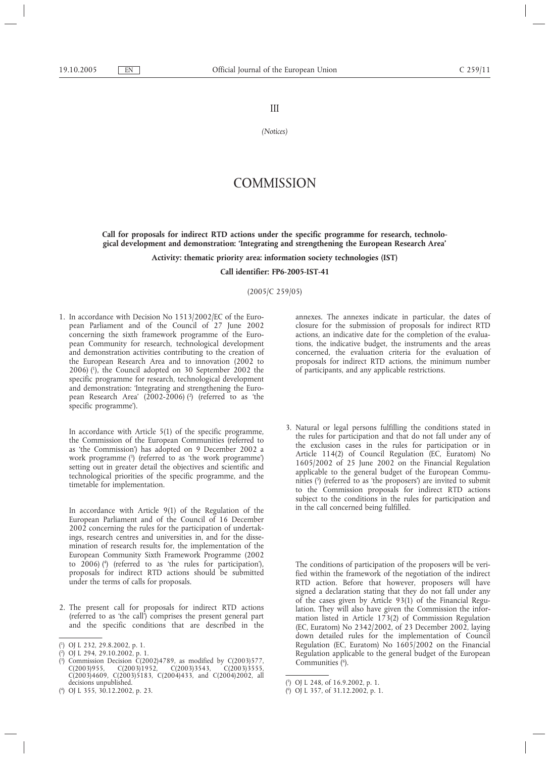III

*(Notices)*

# COMMISSION

**Call for proposals for indirect RTD actions under the specific programme for research, technological development and demonstration: 'Integrating and strengthening the European Research Area'**

**Activity: thematic priority area: information society technologies (IST)**

**Call identifier: FP6-2005-IST-41**

(2005/C 259/05)

1. In accordance with Decision No 1513/2002/EC of the European Parliament and of the Council of 27 June 2002 concerning the sixth framework programme of the European Community for research, technological development and demonstration activities contributing to the creation of the European Research Area and to innovation (2002 to 2006) [1], the Council adopted on 30 September 2002 the specific programme for research, technological development and demonstration: 'Integrating and strengthening the European Research Area' (2002-2006) [2] (referred to as 'the specific programme').

   In accordance with Article 5(1) of the specific programme, the Commission of the European Communities (referred to as 'the Commission') has adopted on 9 December 2002 a work programme [3] (referred to as 'the work programme') setting out in greater detail the objectives and scientific and technological priorities of the specific programme, and the timetable for implementation.

   In accordance with Article 9(1) of the Regulation of the European Parliament and of the Council of 16 December 2002 concerning the rules for the participation of undertakings, research centres and universities in, and for the dissemination of research results for, the implementation of the European Community Sixth Framework Programme (2002 to 2006) [4] (referred to as 'the rules for participation'), proposals for indirect RTD actions should be submitted under the terms of calls for proposals.

2. The present call for proposals for indirect RTD actions (referred to as 'the call') comprises the present general part and the specific conditions that are described in the annexes. The annexes indicate in particular, the dates of closure for the submission of proposals for indirect RTD actions, an indicative date for the completion of the evaluations, the indicative budget, the instruments and the areas concerned, the evaluation criteria for the evaluation of proposals for indirect RTD actions, the minimum number of participants, and any applicable restrictions.

3. Natural or legal persons fulfilling the conditions stated in the rules for participation and that do not fall under any of the exclusion cases in the rules for participation or in Article 114(2) of Council Regulation (EC, Euratom) No 1605/2002 of 25 June 2002 on the Financial Regulation applicable to the general budget of the European Communities [5] (referred to as 'the proposers') are invited to submit to the Commission proposals for indirect RTD actions subject to the conditions in the rules for participation and in the call concerned being fulfilled.

   The conditions of participation of the proposers will be verified within the framework of the negotiation of the indirect RTD action. Before that however, proposers will have signed a declaration stating that they do not fall under any of the cases given by Article 93(1) of the Financial Regulation. They will also have given the Commission the information listed in Article 173(2) of Commission Regulation (EC, Euratom) No 2342/2002, of 23 December 2002, laying down detailed rules for the implementation of Council Regulation (EC, Euratom) No 1605/2002 on the Financial Regulation applicable to the general budget of the European Communities [6].

---

[1] OJ L 232, 29.8.2002, p. 1.
[2] OJ L 294, 29.10.2002, p. 1.
[3] Commission Decision C(2002)4789, as modified by C(2003)577, C(2003)955, C(2003)1952, C(2003)3543, C(2003)3555, C(2003)4609, C(2003)5183, C(2004)433, and C(2004)2002, all decisions unpublished.
[4] OJ L 355, 30.12.2002, p. 23.
[5] OJ L 248, of 16.9.2002, p. 1.
[6] OJ L 357, of 31.12.2002, p. 1.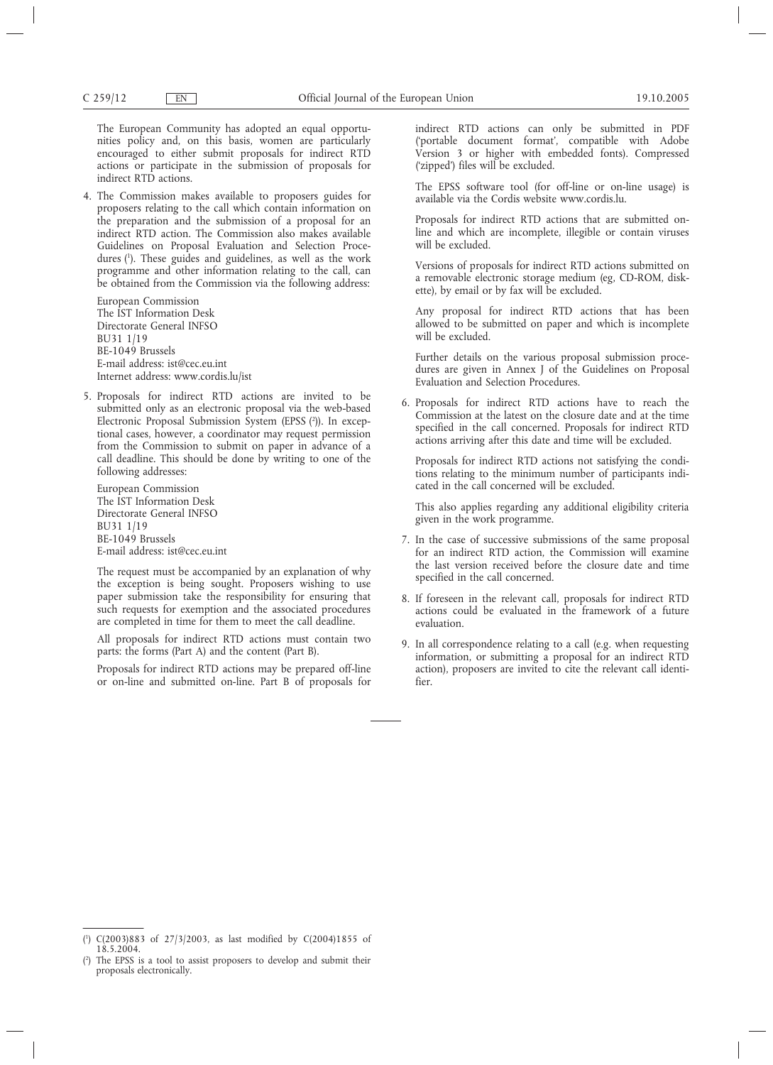The European Community has adopted an equal opportunities policy and, on this basis, women are particularly encouraged to either submit proposals for indirect RTD actions or participate in the submission of proposals for indirect RTD actions.

4. The Commission makes available to proposers guides for proposers relating to the call which contain information on the preparation and the submission of a proposal for an indirect RTD action. The Commission also makes available Guidelines on Proposal Evaluation and Selection Procedures [1]. These guides and guidelines, as well as the work programme and other information relating to the call, can be obtained from the Commission via the following address:

   European Commission
   The IST Information Desk
   Directorate General INFSO
   BU31 1/19
   BE-1049 Brussels
   E-mail address: ist@cec.eu.int
   Internet address: www.cordis.lu/ist

5. Proposals for indirect RTD actions are invited to be submitted only as an electronic proposal via the web-based Electronic Proposal Submission System (EPSS [2]). In exceptional cases, however, a coordinator may request permission from the Commission to submit on paper in advance of a call deadline. This should be done by writing to one of the following addresses:

   European Commission
   The IST Information Desk
   Directorate General INFSO
   BU31 1/19
   BE-1049 Brussels
   E-mail address: ist@cec.eu.int

   The request must be accompanied by an explanation of why the exception is being sought. Proposers wishing to use paper submission take the responsibility for ensuring that such requests for exemption and the associated procedures are completed in time for them to meet the call deadline.

   All proposals for indirect RTD actions must contain two parts: the forms (Part A) and the content (Part B).

   Proposals for indirect RTD actions may be prepared off-line or on-line and submitted on-line. Part B of proposals for indirect RTD actions can only be submitted in PDF ('portable document format', compatible with Adobe Version 3 or higher with embedded fonts). Compressed ('zipped') files will be excluded.

   The EPSS software tool (for off-line or on-line usage) is available via the Cordis website www.cordis.lu.

   Proposals for indirect RTD actions that are submitted on-line and which are incomplete, illegible or contain viruses will be excluded.

   Versions of proposals for indirect RTD actions submitted on a removable electronic storage medium (eg, CD-ROM, diskette), by email or by fax will be excluded.

   Any proposal for indirect RTD actions that has been allowed to be submitted on paper and which is incomplete will be excluded.

   Further details on the various proposal submission procedures are given in Annex J of the Guidelines on Proposal Evaluation and Selection Procedures.

6. Proposals for indirect RTD actions have to reach the Commission at the latest on the closure date and at the time specified in the call concerned. Proposals for indirect RTD actions arriving after this date and time will be excluded.

   Proposals for indirect RTD actions not satisfying the conditions relating to the minimum number of participants indicated in the call concerned will be excluded.

   This also applies regarding any additional eligibility criteria given in the work programme.

7. In the case of successive submissions of the same proposal for an indirect RTD action, the Commission will examine the last version received before the closure date and time specified in the call concerned.

8. If foreseen in the relevant call, proposals for indirect RTD actions could be evaluated in the framework of a future evaluation.

9. In all correspondence relating to a call (e.g. when requesting information, or submitting a proposal for an indirect RTD action), proposers are invited to cite the relevant call identifier.

---

[1] C(2003)883 of 27/3/2003, as last modified by C(2004)1855 of 18.5.2004.

[2] The EPSS is a tool to assist proposers to develop and submit their proposals electronically.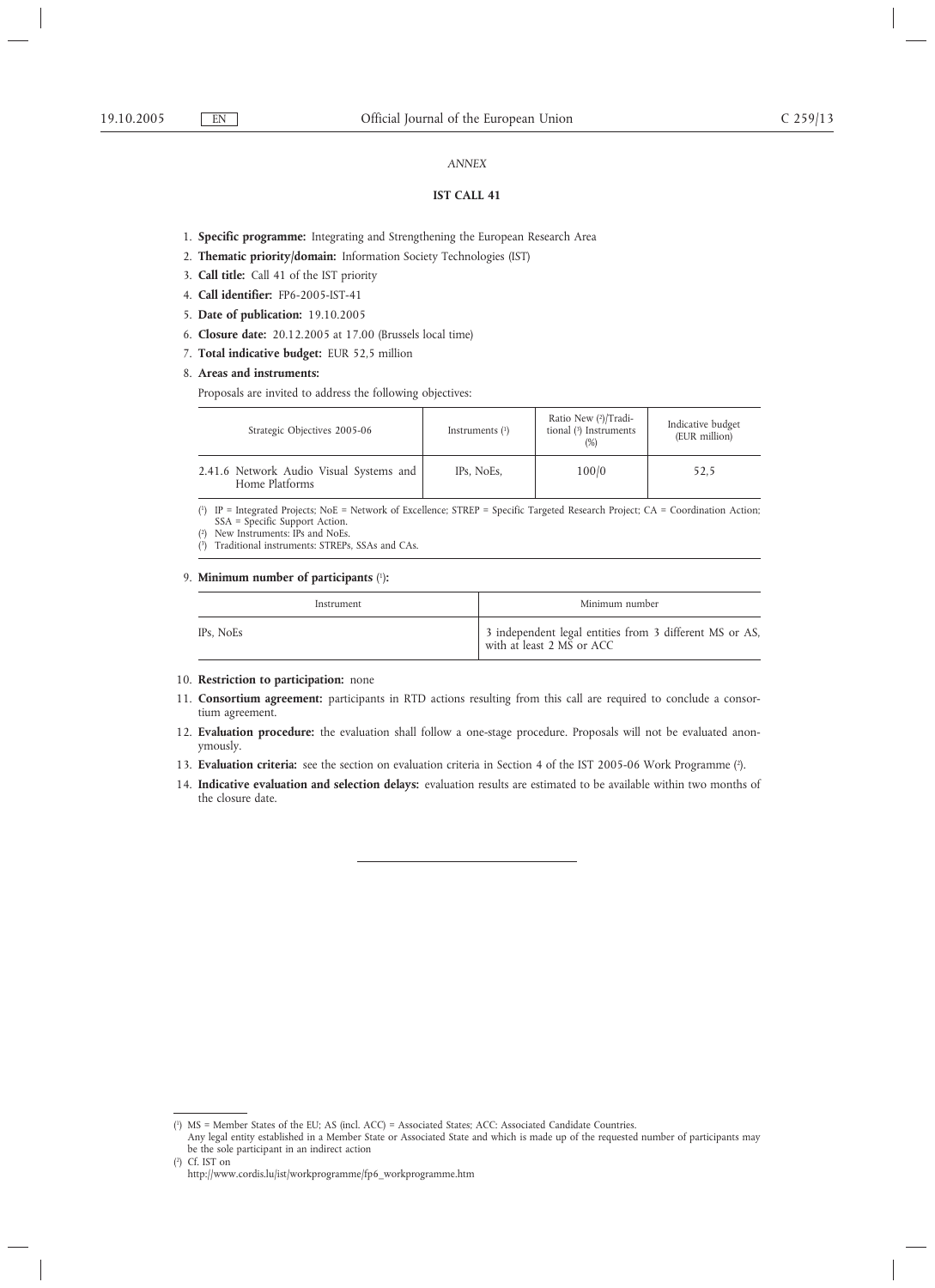*ANNEX*

**IST CALL 41**

1. **Specific programme:** Integrating and Strengthening the European Research Area
2. **Thematic priority/domain:** Information Society Technologies (IST)
3. **Call title:** Call 41 of the IST priority
4. **Call identifier:** FP6-2005-IST-41
5. **Date of publication:** 19.10.2005
6. **Closure date:** 20.12.2005 at 17.00 (Brussels local time)
7. **Total indicative budget:** EUR 52,5 million
8. **Areas and instruments:**

   Proposals are invited to address the following objectives:

| Strategic Objectives 2005-06 | Instruments [1] | Ratio New [2]/Traditional [3] Instruments (%) | Indicative budget (EUR million) |
|---|---|---|---|
| 2.41.6 Network Audio Visual Systems and Home Platforms | IPs, NoEs, | 100/0 | 52,5 |

[1] IP = Integrated Projects; NoE = Network of Excellence; STREP = Specific Targeted Research Project; CA = Coordination Action; SSA = Specific Support Action.
[2] New Instruments: IPs and NoEs.
[3] Traditional instruments: STREPs, SSAs and CAs.

9. **Minimum number of participants** [1]**:**

| Instrument | Minimum number |
|---|---|
| IPs, NoEs | 3 independent legal entities from 3 different MS or AS, with at least 2 MS or ACC |

10. **Restriction to participation:** none
11. **Consortium agreement:** participants in RTD actions resulting from this call are required to conclude a consortium agreement.
12. **Evaluation procedure:** the evaluation shall follow a one-stage procedure. Proposals will not be evaluated anonymously.
13. **Evaluation criteria:** see the section on evaluation criteria in Section 4 of the IST 2005-06 Work Programme [2].
14. **Indicative evaluation and selection delays:** evaluation results are estimated to be available within two months of the closure date.

---

[1] MS = Member States of the EU; AS (incl. ACC) = Associated States; ACC: Associated Candidate Countries.
Any legal entity established in a Member State or Associated State and which is made up of the requested number of participants may be the sole participant in an indirect action

[2] Cf. IST on
http://www.cordis.lu/ist/workprogramme/fp6_workprogramme.htm